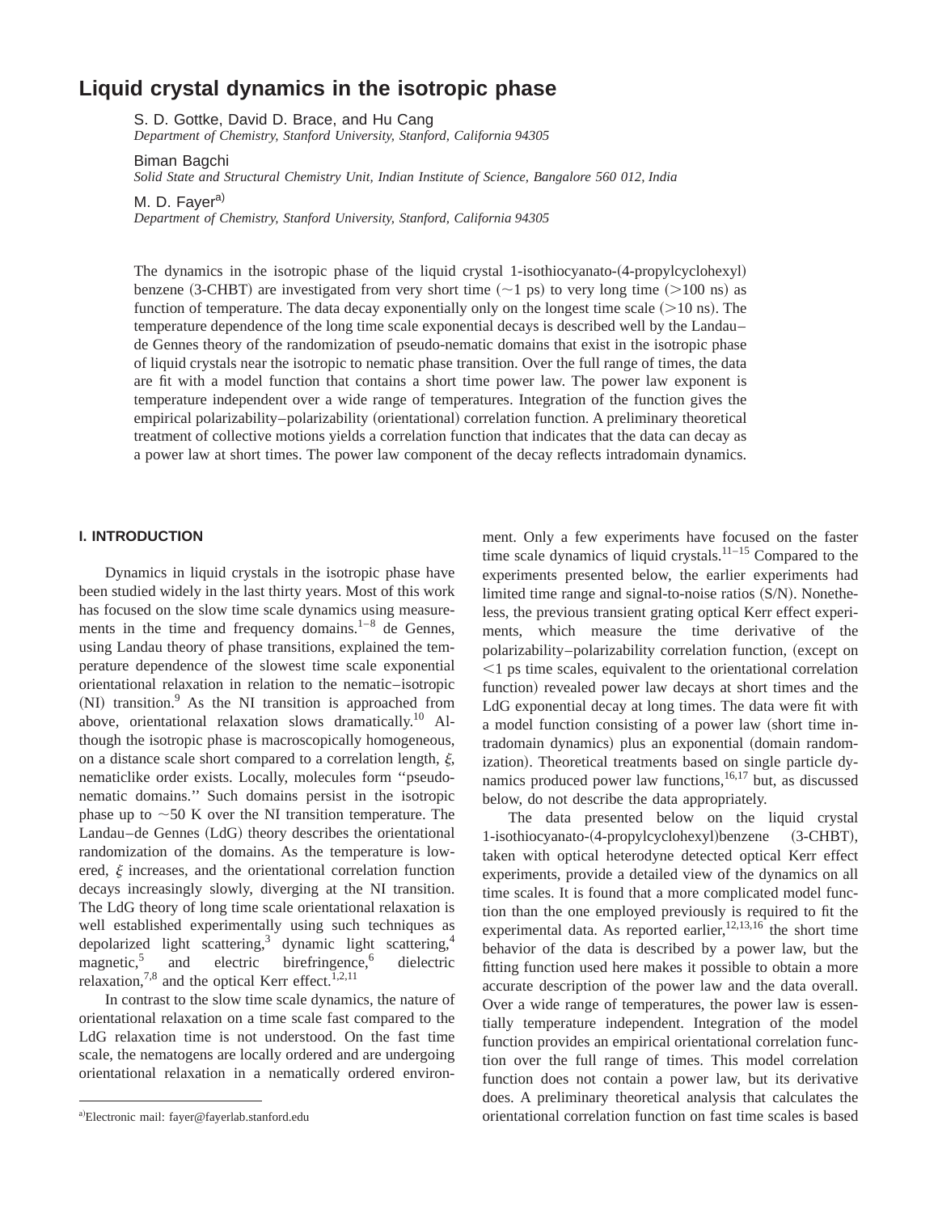# Liquid crystal dynamics in the isotropic phase

S. D. Gottke, David D. Brace, and Hu Cang
*Department of Chemistry, Stanford University, Stanford, California 94305*

Biman Bagchi
*Solid State and Structural Chemistry Unit, Indian Institute of Science, Bangalore 560 012, India*

M. D. Fayer[a)]
*Department of Chemistry, Stanford University, Stanford, California 94305*

The dynamics in the isotropic phase of the liquid crystal 1-isothiocyanato-(4-propylcyclohexyl) benzene (3-CHBT) are investigated from very short time (~1 ps) to very long time (>100 ns) as function of temperature. The data decay exponentially only on the longest time scale (>10 ns). The temperature dependence of the long time scale exponential decays is described well by the Landau–de Gennes theory of the randomization of pseudo-nematic domains that exist in the isotropic phase of liquid crystals near the isotropic to nematic phase transition. Over the full range of times, the data are fit with a model function that contains a short time power law. The power law exponent is temperature independent over a wide range of temperatures. Integration of the function gives the empirical polarizability–polarizability (orientational) correlation function. A preliminary theoretical treatment of collective motions yields a correlation function that indicates that the data can decay as a power law at short times. The power law component of the decay reflects intradomain dynamics.

## I. INTRODUCTION

Dynamics in liquid crystals in the isotropic phase have been studied widely in the last thirty years. Most of this work has focused on the slow time scale dynamics using measurements in the time and frequency domains.[1–8] de Gennes, using Landau theory of phase transitions, explained the temperature dependence of the slowest time scale exponential orientational relaxation in relation to the nematic–isotropic (NI) transition.[9] As the NI transition is approached from above, orientational relaxation slows dramatically.[10] Although the isotropic phase is macroscopically homogeneous, on a distance scale short compared to a correlation length, $\xi$, nematiclike order exists. Locally, molecules form "pseudo-nematic domains." Such domains persist in the isotropic phase up to ~50 K over the NI transition temperature. The Landau–de Gennes (LdG) theory describes the orientational randomization of the domains. As the temperature is lowered, $\xi$ increases, and the orientational correlation function decays increasingly slowly, diverging at the NI transition. The LdG theory of long time scale orientational relaxation is well established experimentally using such techniques as depolarized light scattering,[3] dynamic light scattering,[4] magnetic,[5] and electric birefringence,[6] dielectric relaxation,[7,8] and the optical Kerr effect.[1,2,11]

In contrast to the slow time scale dynamics, the nature of orientational relaxation on a time scale fast compared to the LdG relaxation time is not understood. On the fast time scale, the nematogens are locally ordered and are undergoing orientational relaxation in a nematically ordered environment. Only a few experiments have focused on the faster time scale dynamics of liquid crystals.[11–15] Compared to the experiments presented below, the earlier experiments had limited time range and signal-to-noise ratios (S/N). Nonetheless, the previous transient grating optical Kerr effect experiments, which measure the time derivative of the polarizability–polarizability correlation function, (except on <1 ps time scales, equivalent to the orientational correlation function) revealed power law decays at short times and the LdG exponential decay at long times. The data were fit with a model function consisting of a power law (short time intradomain dynamics) plus an exponential (domain randomization). Theoretical treatments based on single particle dynamics produced power law functions,[16,17] but, as discussed below, do not describe the data appropriately.

The data presented below on the liquid crystal 1-isothiocyanato-(4-propylcyclohexyl)benzene (3-CHBT), taken with optical heterodyne detected optical Kerr effect experiments, provide a detailed view of the dynamics on all time scales. It is found that a more complicated model function than the one employed previously is required to fit the experimental data. As reported earlier,[12,13,16] the short time behavior of the data is described by a power law, but the fitting function used here makes it possible to obtain a more accurate description of the power law and the data overall. Over a wide range of temperatures, the power law is essentially temperature independent. Integration of the model function provides an empirical orientational correlation function over the full range of times. This model correlation function does not contain a power law, but its derivative does. A preliminary theoretical analysis that calculates the orientational correlation function on fast time scales is based

[a)]Electronic mail: fayer@fayerlab.stanford.edu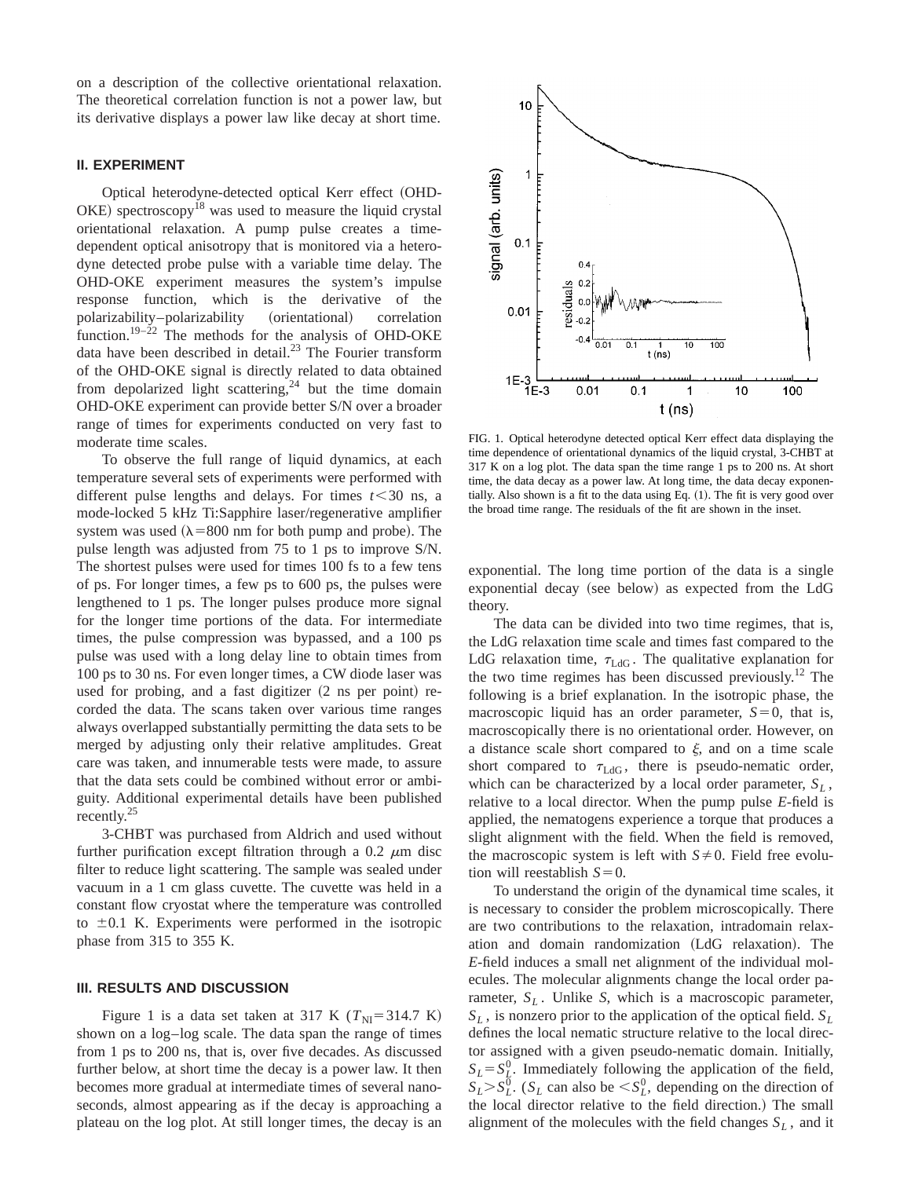on a description of the collective orientational relaxation. The theoretical correlation function is not a power law, but its derivative displays a power law like decay at short time.

## II. EXPERIMENT

Optical heterodyne-detected optical Kerr effect (OHD-OKE) spectroscopy[18] was used to measure the liquid crystal orientational relaxation. A pump pulse creates a time-dependent optical anisotropy that is monitored via a heterodyne detected probe pulse with a variable time delay. The OHD-OKE experiment measures the system's impulse response function, which is the derivative of the polarizability–polarizability (orientational) correlation function.[19–22] The methods for the analysis of OHD-OKE data have been described in detail.[23] The Fourier transform of the OHD-OKE signal is directly related to data obtained from depolarized light scattering,[24] but the time domain OHD-OKE experiment can provide better S/N over a broader range of times for experiments conducted on very fast to moderate time scales.

To observe the full range of liquid dynamics, at each temperature several sets of experiments were performed with different pulse lengths and delays. For times $t<30$ ns, a mode-locked 5 kHz Ti:Sapphire laser/regenerative amplifier system was used ($\lambda=800$ nm for both pump and probe). The pulse length was adjusted from 75 to 1 ps to improve S/N. The shortest pulses were used for times 100 fs to a few tens of ps. For longer times, a few ps to 600 ps, the pulses were lengthened to 1 ps. The longer pulses produce more signal for the longer time portions of the data. For intermediate times, the pulse compression was bypassed, and a 100 ps pulse was used with a long delay line to obtain times from 100 ps to 30 ns. For even longer times, a CW diode laser was used for probing, and a fast digitizer (2 ns per point) recorded the data. The scans taken over various time ranges always overlapped substantially permitting the data sets to be merged by adjusting only their relative amplitudes. Great care was taken, and innumerable tests were made, to assure that the data sets could be combined without error or ambiguity. Additional experimental details have been published recently.[25]

3-CHBT was purchased from Aldrich and used without further purification except filtration through a 0.2 $\mu$m disc filter to reduce light scattering. The sample was sealed under vacuum in a 1 cm glass cuvette. The cuvette was held in a constant flow cryostat where the temperature was controlled to $\pm 0.1$ K. Experiments were performed in the isotropic phase from 315 to 355 K.

## III. RESULTS AND DISCUSSION

Figure 1 is a data set taken at 317 K ($T_{NI}=314.7$ K) shown on a log–log scale. The data span the range of times from 1 ps to 200 ns, that is, over five decades. As discussed further below, at short time the decay is a power law. It then becomes more gradual at intermediate times of several nanoseconds, almost appearing as if the decay is approaching a plateau on the log plot. At still longer times, the decay is an exponential. The long time portion of the data is a single exponential decay (see below) as expected from the LdG theory.

FIG. 1. Optical heterodyne detected optical Kerr effect data displaying the time dependence of orientational dynamics of the liquid crystal, 3-CHBT at 317 K on a log plot. The data span the time range 1 ps to 200 ns. At short time, the data decay as a power law. At long time, the data decay exponentially. Also shown is a fit to the data using Eq. (1). The fit is very good over the broad time range. The residuals of the fit are shown in the inset.

The data can be divided into two time regimes, that is, the LdG relaxation time scale and times fast compared to the LdG relaxation time, $\tau_{\mathrm{LdG}}$. The qualitative explanation for the two time regimes has been discussed previously.[12] The following is a brief explanation. In the isotropic phase, the macroscopic liquid has an order parameter, $S=0$, that is, macroscopically there is no orientational order. However, on a distance scale short compared to $\xi$, and on a time scale short compared to $\tau_{\mathrm{LdG}}$, there is pseudo-nematic order, which can be characterized by a local order parameter, $S_L$, relative to a local director. When the pump pulse $E$-field is applied, the nematogens experience a torque that produces a slight alignment with the field. When the field is removed, the macroscopic system is left with $S\neq 0$. Field free evolution will reestablish $S=0$.

To understand the origin of the dynamical time scales, it is necessary to consider the problem microscopically. There are two contributions to the relaxation, intradomain relaxation and domain randomization (LdG relaxation). The $E$-field induces a small net alignment of the individual molecules. The molecular alignments change the local order parameter, $S_L$. Unlike $S$, which is a macroscopic parameter, $S_L$, is nonzero prior to the application of the optical field. $S_L$ defines the local nematic structure relative to the local director assigned with a given pseudo-nematic domain. Initially, $S_L=S_L^0$. Immediately following the application of the field, $S_L>S_L^0$. ($S_L$ can also be $<S_L^0$, depending on the direction of the local director relative to the field direction.) The small alignment of the molecules with the field changes $S_L$, and it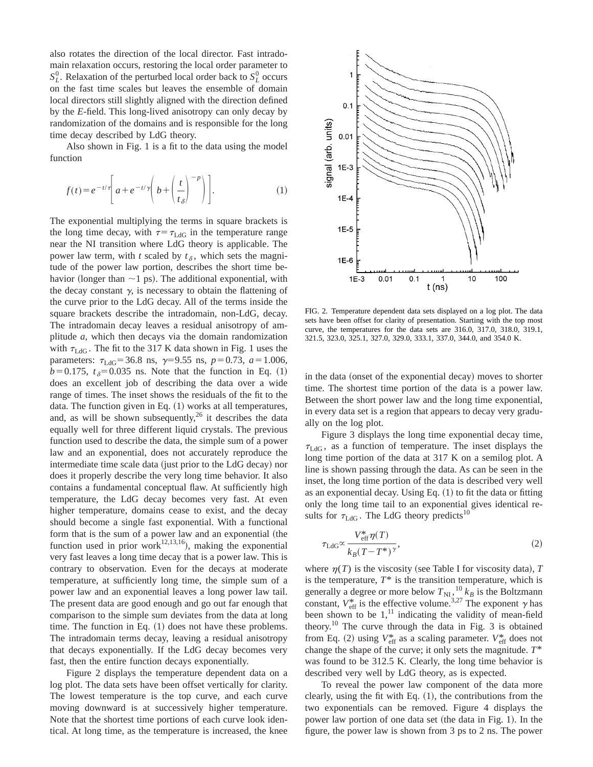also rotates the direction of the local director. Fast intradomain relaxation occurs, restoring the local order parameter to $S_L^0$. Relaxation of the perturbed local order back to $S_L^0$ occurs on the fast time scales but leaves the ensemble of domain local directors still slightly aligned with the direction defined by the *E*-field. This long-lived anisotropy can only decay by randomization of the domains and is responsible for the long time decay described by LdG theory.

Also shown in Fig. 1 is a fit to the data using the model function

$$f(t)=e^{-t/\tau}\left[a+e^{-t/\gamma}\left(b+\left(\frac{t}{t_\delta}\right)^{-p}\right)\right]. \tag{1}$$

The exponential multiplying the terms in square brackets is the long time decay, with $\tau=\tau_{\mathrm{LdG}}$ in the temperature range near the NI transition where LdG theory is applicable. The power law term, with $t$ scaled by $t_\delta$, which sets the magnitude of the power law portion, describes the short time behavior (longer than ~1 ps). The additional exponential, with the decay constant $\gamma$, is necessary to obtain the flattening of the curve prior to the LdG decay. All of the terms inside the square brackets describe the intradomain, non-LdG, decay. The intradomain decay leaves a residual anisotropy of amplitude $a$, which then decays via the domain randomization with $\tau_{\mathrm{LdG}}$. The fit to the 317 K data shown in Fig. 1 uses the parameters: $\tau_{\mathrm{LdG}}=36.8$ ns, $\gamma=9.55$ ns, $p=0.73$, $a=1.006$, $b=0.175$, $t_\delta=0.035$ ns. Note that the function in Eq. (1) does an excellent job of describing the data over a wide range of times. The inset shows the residuals of the fit to the data. The function given in Eq. (1) works at all temperatures, and, as will be shown subsequently,[26] it describes the data equally well for three different liquid crystals. The previous function used to describe the data, the simple sum of a power law and an exponential, does not accurately reproduce the intermediate time scale data (just prior to the LdG decay) nor does it properly describe the very long time behavior. It also contains a fundamental conceptual flaw. At sufficiently high temperature, the LdG decay becomes very fast. At even higher temperature, domains cease to exist, and the decay should become a single fast exponential. With a functional form that is the sum of a power law and an exponential (the function used in prior work[12,13,16]), making the exponential very fast leaves a long time decay that is a power law. This is contrary to observation. Even for the decays at moderate temperature, at sufficiently long time, the simple sum of a power law and an exponential leaves a long power law tail. The present data are good enough and go out far enough that comparison to the simple sum deviates from the data at long time. The function in Eq. (1) does not have these problems. The intradomain terms decay, leaving a residual anisotropy that decays exponentially. If the LdG decay becomes very fast, then the entire function decays exponentially.

Figure 2 displays the temperature dependent data on a log plot. The data sets have been offset vertically for clarity. The lowest temperature is the top curve, and each curve moving downward is at successively higher temperature. Note that the shortest time portions of each curve look identical. At long time, as the temperature is increased, the knee in the data (onset of the exponential decay) moves to shorter time. The shortest time portion of the data is a power law. Between the short power law and the long time exponential, in every data set is a region that appears to decay very gradually on the log plot.

FIG. 2. Temperature dependent data sets displayed on a log plot. The data sets have been offset for clarity of presentation. Starting with the top most curve, the temperatures for the data sets are 316.0, 317.0, 318.0, 319.1, 321.5, 323.0, 325.1, 327.0, 329.0, 333.1, 337.0, 344.0, and 354.0 K.

Figure 3 displays the long time exponential decay time, $\tau_{\mathrm{LdG}}$, as a function of temperature. The inset displays the long time portion of the data at 317 K on a semilog plot. A line is shown passing through the data. As can be seen in the inset, the long time portion of the data is described very well as an exponential decay. Using Eq. (1) to fit the data or fitting only the long time tail to an exponential gives identical results for $\tau_{\mathrm{LdG}}$. The LdG theory predicts[10]

$$\tau_{\mathrm{LdG}}\propto\frac{V_{\mathrm{eff}}^{*}\eta(T)}{k_B(T-T^{*})^{\gamma}}, \tag{2}$$

where $\eta(T)$ is the viscosity (see Table I for viscosity data), $T$ is the temperature, $T^*$ is the transition temperature, which is generally a degree or more below $T_{\mathrm{NI}}$,[10] $k_B$ is the Boltzmann constant, $V_{\mathrm{eff}}^{*}$ is the effective volume.[3,27] The exponent $\gamma$ has been shown to be 1,[11] indicating the validity of mean-field theory.[10] The curve through the data in Fig. 3 is obtained from Eq. (2) using $V_{\mathrm{eff}}^{*}$ as a scaling parameter. $V_{\mathrm{eff}}^{*}$ does not change the shape of the curve; it only sets the magnitude. $T^*$ was found to be 312.5 K. Clearly, the long time behavior is described very well by LdG theory, as is expected.

To reveal the power law component of the data more clearly, using the fit with Eq. (1), the contributions from the two exponentials can be removed. Figure 4 displays the power law portion of one data set (the data in Fig. 1). In the figure, the power law is shown from 3 ps to 2 ns. The power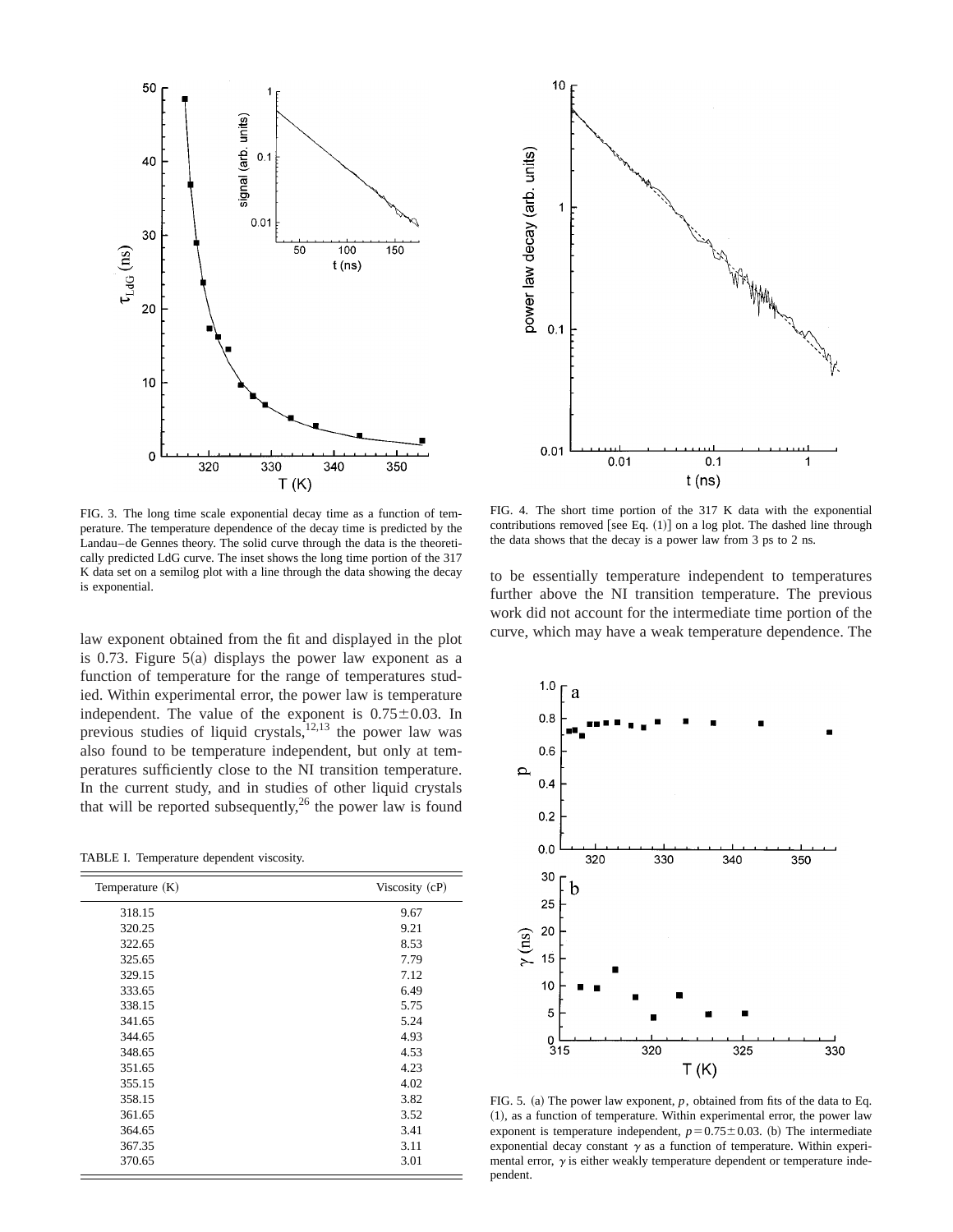FIG. 3. The long time scale exponential decay time as a function of temperature. The temperature dependence of the decay time is predicted by the Landau–de Gennes theory. The solid curve through the data is the theoretically predicted LdG curve. The inset shows the long time portion of the 317 K data set on a semilog plot with a line through the data showing the decay is exponential.

FIG. 4. The short time portion of the 317 K data with the exponential contributions removed [see Eq. (1)] on a log plot. The dashed line through the data shows that the decay is a power law from 3 ps to 2 ns.

law exponent obtained from the fit and displayed in the plot is 0.73. Figure 5(a) displays the power law exponent as a function of temperature for the range of temperatures studied. Within experimental error, the power law is temperature independent. The value of the exponent is $0.75\pm0.03$. In previous studies of liquid crystals,[12,13] the power law was also found to be temperature independent, but only at temperatures sufficiently close to the NI transition temperature. In the current study, and in studies of other liquid crystals that will be reported subsequently,[26] the power law is found to be essentially temperature independent to temperatures further above the NI transition temperature. The previous work did not account for the intermediate time portion of the curve, which may have a weak temperature dependence. The

TABLE I. Temperature dependent viscosity.

| Temperature (K) | Viscosity (cP) |
|---|---|
| 318.15 | 9.67 |
| 320.25 | 9.21 |
| 322.65 | 8.53 |
| 325.65 | 7.79 |
| 329.15 | 7.12 |
| 333.65 | 6.49 |
| 338.15 | 5.75 |
| 341.65 | 5.24 |
| 344.65 | 4.93 |
| 348.65 | 4.53 |
| 351.65 | 4.23 |
| 355.15 | 4.02 |
| 358.15 | 3.82 |
| 361.65 | 3.52 |
| 364.65 | 3.41 |
| 367.35 | 3.11 |
| 370.65 | 3.01 |

FIG. 5. (a) The power law exponent, $p$, obtained from fits of the data to Eq. (1), as a function of temperature. Within experimental error, the power law exponent is temperature independent, $p=0.75\pm0.03$. (b) The intermediate exponential decay constant $\gamma$ as a function of temperature. Within experimental error, $\gamma$ is either weakly temperature dependent or temperature independent.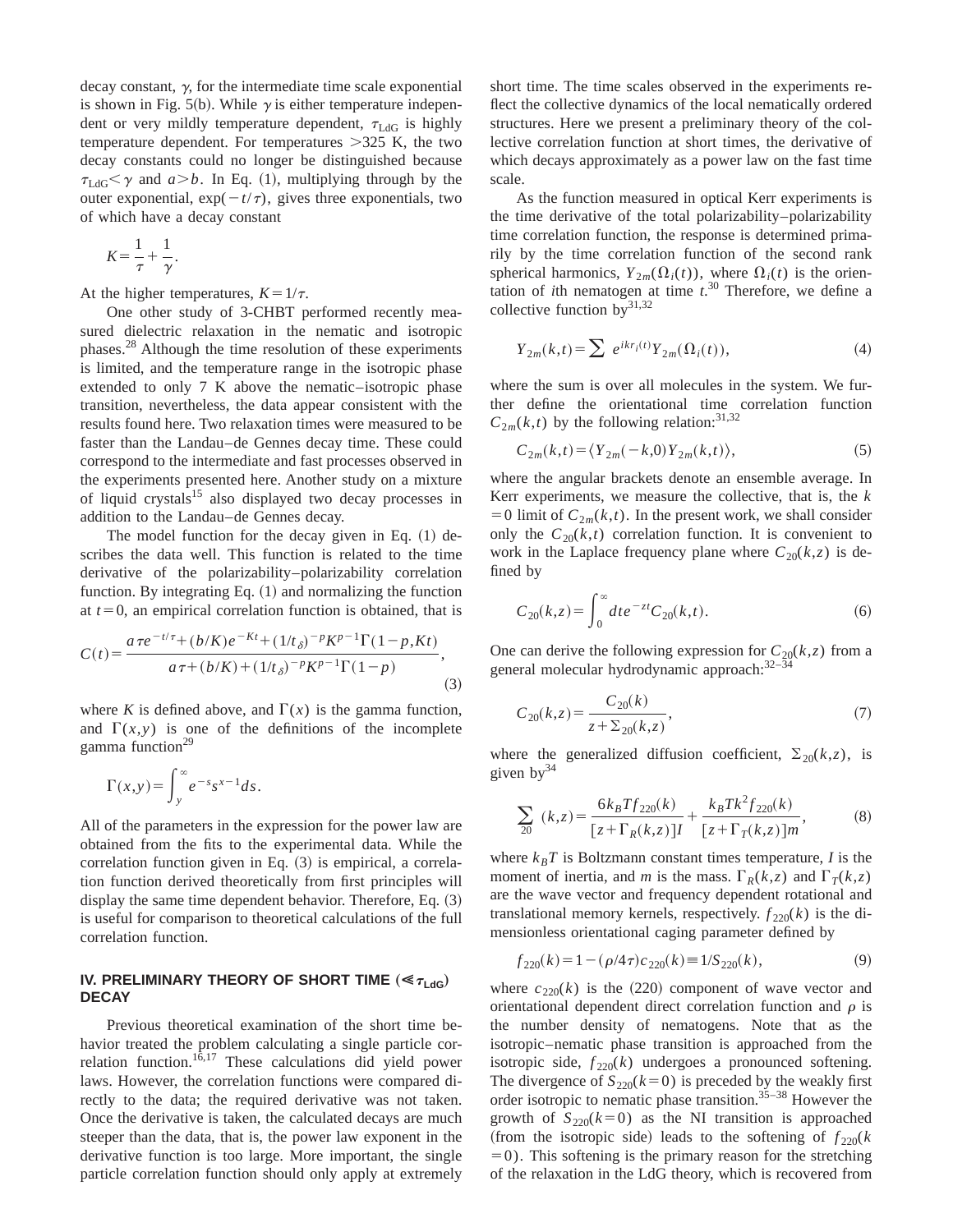decay constant, $\gamma$, for the intermediate time scale exponential is shown in Fig. 5(b). While $\gamma$ is either temperature independent or very mildly temperature dependent, $\tau_{\mathrm{LdG}}$ is highly temperature dependent. For temperatures $>325$ K, the two decay constants could no longer be distinguished because $\tau_{\mathrm{LdG}}<\gamma$ and $a>b$. In Eq. (1), multiplying through by the outer exponential, $\exp(-t/\tau)$, gives three exponentials, two of which have a decay constant

$$K=\frac{1}{\tau}+\frac{1}{\gamma}.$$

At the higher temperatures, $K=1/\tau$.

One other study of 3-CHBT performed recently measured dielectric relaxation in the nematic and isotropic phases.[28] Although the time resolution of these experiments is limited, and the temperature range in the isotropic phase extended to only 7 K above the nematic–isotropic phase transition, nevertheless, the data appear consistent with the results found here. Two relaxation times were measured to be faster than the Landau–de Gennes decay time. These could correspond to the intermediate and fast processes observed in the experiments presented here. Another study on a mixture of liquid crystals[15] also displayed two decay processes in addition to the Landau–de Gennes decay.

The model function for the decay given in Eq. (1) describes the data well. This function is related to the time derivative of the polarizability–polarizability correlation function. By integrating Eq. (1) and normalizing the function at $t=0$, an empirical correlation function is obtained, that is

$$C(t)=\frac{a\tau e^{-t/\tau}+(b/K)e^{-Kt}+(1/t_{\delta})^{-p}K^{p-1}\Gamma(1-p,Kt)}{a\tau+(b/K)+(1/t_{\delta})^{-p}K^{p-1}\Gamma(1-p)},\tag{3}$$

where $K$ is defined above, and $\Gamma(x)$ is the gamma function, and $\Gamma(x,y)$ is one of the definitions of the incomplete gamma function[29]

$$\Gamma(x,y)=\int_{y}^{\infty}e^{-s}s^{x-1}ds.$$

All of the parameters in the expression for the power law are obtained from the fits to the experimental data. While the correlation function given in Eq. (3) is empirical, a correlation function derived theoretically from first principles will display the same time dependent behavior. Therefore, Eq. (3) is useful for comparison to theoretical calculations of the full correlation function.

## IV. PRELIMINARY THEORY OF SHORT TIME ($\ll\tau_{\mathrm{LdG}}$) DECAY

Previous theoretical examination of the short time behavior treated the problem calculating a single particle correlation function.[16,17] These calculations did yield power laws. However, the correlation functions were compared directly to the data; the required derivative was not taken. Once the derivative is taken, the calculated decays are much steeper than the data, that is, the power law exponent in the derivative function is too large. More important, the single particle correlation function should only apply at extremely short time. The time scales observed in the experiments reflect the collective dynamics of the local nematically ordered structures. Here we present a preliminary theory of the collective correlation function at short times, the derivative of which decays approximately as a power law on the fast time scale.

As the function measured in optical Kerr experiments is the time derivative of the total polarizability–polarizability time correlation function, the response is determined primarily by the time correlation function of the second rank spherical harmonics, $Y_{2m}(\Omega_i(t))$, where $\Omega_i(t)$ is the orientation of $i$th nematogen at time $t$.[30] Therefore, we define a collective function by[31,32]

$$Y_{2m}(k,t)=\sum e^{ikr_i(t)}Y_{2m}(\Omega_i(t)),\tag{4}$$

where the sum is over all molecules in the system. We further define the orientational time correlation function $C_{2m}(k,t)$ by the following relation:[31,32]

$$C_{2m}(k,t)=\langle Y_{2m}(-k,0)Y_{2m}(k,t)\rangle,\tag{5}$$

where the angular brackets denote an ensemble average. In Kerr experiments, we measure the collective, that is, the $k=0$ limit of $C_{2m}(k,t)$. In the present work, we shall consider only the $C_{20}(k,t)$ correlation function. It is convenient to work in the Laplace frequency plane where $C_{20}(k,z)$ is defined by

$$C_{20}(k,z)=\int_0^{\infty}dte^{-zt}C_{20}(k,t).\tag{6}$$

One can derive the following expression for $C_{20}(k,z)$ from a general molecular hydrodynamic approach:[32–34]

$$C_{20}(k,z)=\frac{C_{20}(k)}{z+\Sigma_{20}(k,z)},\tag{7}$$

where the generalized diffusion coefficient, $\Sigma_{20}(k,z)$, is given by[34]

$$\sum_{20}(k,z)=\frac{6k_BTf_{220}(k)}{[z+\Gamma_R(k,z)]I}+\frac{k_BTk^2f_{220}(k)}{[z+\Gamma_T(k,z)]m},\tag{8}$$

where $k_BT$ is Boltzmann constant times temperature, $I$ is the moment of inertia, and $m$ is the mass. $\Gamma_R(k,z)$ and $\Gamma_T(k,z)$ are the wave vector and frequency dependent rotational and translational memory kernels, respectively. $f_{220}(k)$ is the dimensionless orientational caging parameter defined by

$$f_{220}(k)=1-(\rho/4\pi)c_{220}(k)\equiv 1/S_{220}(k),\tag{9}$$

where $c_{220}(k)$ is the (220) component of wave vector and orientational dependent direct correlation function and $\rho$ is the number density of nematogens. Note that as the isotropic–nematic phase transition is approached from the isotropic side, $f_{220}(k)$ undergoes a pronounced softening. The divergence of $S_{220}(k=0)$ is preceded by the weakly first order isotropic to nematic phase transition.[35–38] However the growth of $S_{220}(k=0)$ as the NI transition is approached (from the isotropic side) leads to the softening of $f_{220}(k=0)$. This softening is the primary reason for the stretching of the relaxation in the LdG theory, which is recovered from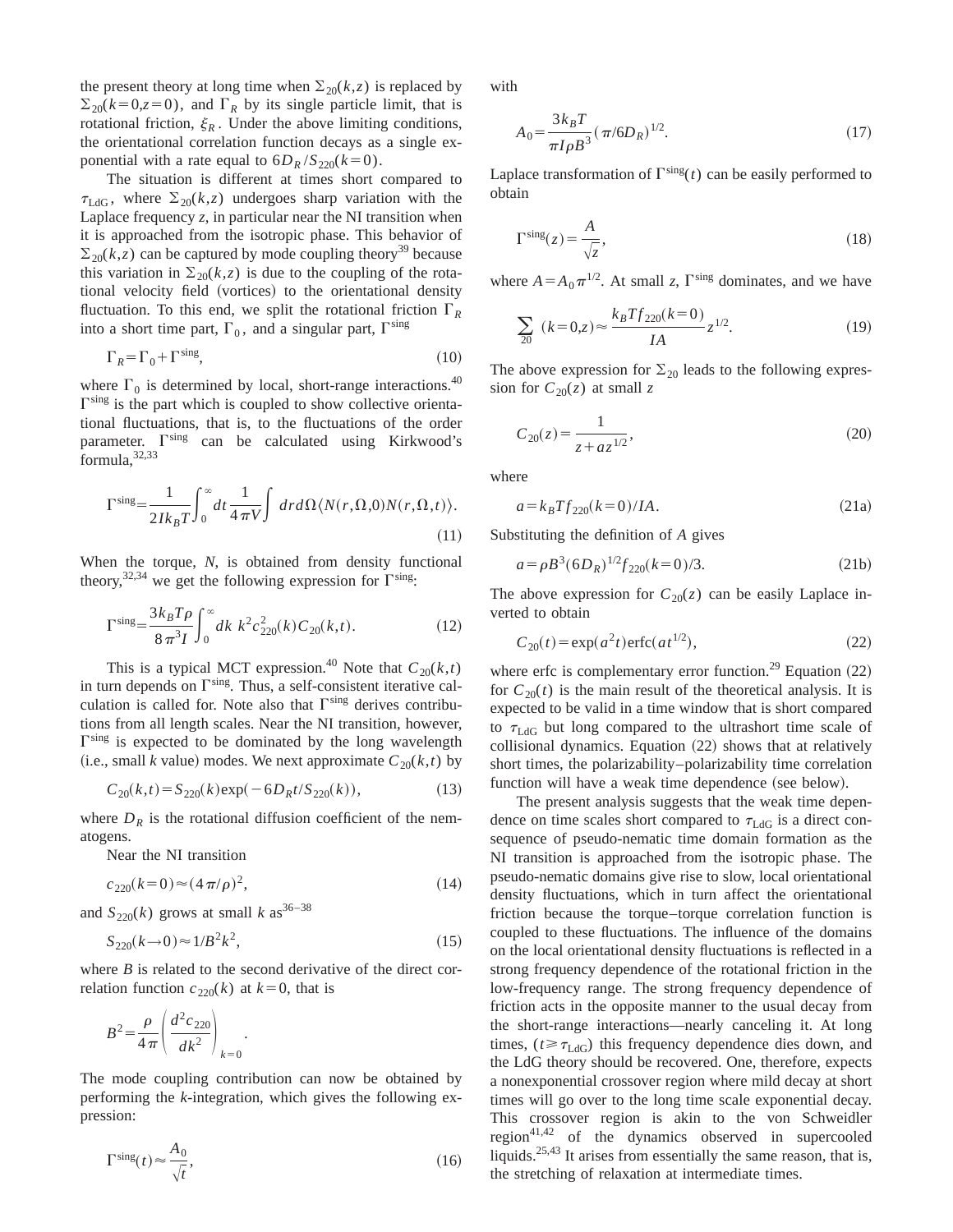the present theory at long time when $\Sigma_{20}(k,z)$ is replaced by $\Sigma_{20}(k=0,z=0)$, and $\Gamma_R$ by its single particle limit, that is rotational friction, $\xi_R$. Under the above limiting conditions, the orientational correlation function decays as a single exponential with a rate equal to $6D_R/S_{220}(k=0)$.

The situation is different at times short compared to $\tau_{\mathrm{LdG}}$, where $\Sigma_{20}(k,z)$ undergoes sharp variation with the Laplace frequency $z$, in particular near the NI transition when it is approached from the isotropic phase. This behavior of $\Sigma_{20}(k,z)$ can be captured by mode coupling theory[39] because this variation in $\Sigma_{20}(k,z)$ is due to the coupling of the rotational velocity field (vortices) to the orientational density fluctuation. To this end, we split the rotational friction $\Gamma_R$ into a short time part, $\Gamma_0$, and a singular part, $\Gamma^{\mathrm{sing}}$

$$\Gamma_R=\Gamma_0+\Gamma^{\mathrm{sing}}, \tag{10}$$

where $\Gamma_0$ is determined by local, short-range interactions.[40] $\Gamma^{\mathrm{sing}}$ is the part which is coupled to show collective orientational fluctuations, that is, to the fluctuations of the order parameter. $\Gamma^{\mathrm{sing}}$ can be calculated using Kirkwood's formula,[32,33]

$$\Gamma^{\mathrm{sing}}=\frac{1}{2Ik_BT}\int_0^\infty dt\,\frac{1}{4\pi V}\int dr d\Omega\langle N(r,\Omega,0)N(r,\Omega,t)\rangle. \tag{11}$$

When the torque, $N$, is obtained from density functional theory,[32,34] we get the following expression for $\Gamma^{\mathrm{sing}}$:

$$\Gamma^{\mathrm{sing}}=\frac{3k_BT\rho}{8\pi^3 I}\int_0^\infty dk\; k^2c_{220}^2(k)C_{20}(k,t). \tag{12}$$

This is a typical MCT expression.[40] Note that $C_{20}(k,t)$ in turn depends on $\Gamma^{\mathrm{sing}}$. Thus, a self-consistent iterative calculation is called for. Note also that $\Gamma^{\mathrm{sing}}$ derives contributions from all length scales. Near the NI transition, however, $\Gamma^{\mathrm{sing}}$ is expected to be dominated by the long wavelength (i.e., small $k$ value) modes. We next approximate $C_{20}(k,t)$ by

$$C_{20}(k,t)=S_{220}(k)\exp(-6D_Rt/S_{220}(k)), \tag{13}$$

where $D_R$ is the rotational diffusion coefficient of the nematogens.

Near the NI transition

$$c_{220}(k=0)\approx(4\pi/\rho)^2, \tag{14}$$

and $S_{220}(k)$ grows at small $k$ as[36–38]

$$S_{220}(k\rightarrow 0)\approx 1/B^2k^2, \tag{15}$$

where $B$ is related to the second derivative of the direct correlation function $c_{220}(k)$ at $k=0$, that is

$$B^2=\frac{\rho}{4\pi}\left(\frac{d^2c_{220}}{dk^2}\right)_{k=0}.$$

The mode coupling contribution can now be obtained by performing the $k$-integration, which gives the following expression:

$$\Gamma^{\mathrm{sing}}(t)\approx\frac{A_0}{\sqrt{t}}, \tag{16}$$

with

$$A_0=\frac{3k_BT}{\pi I\rho B^3}(\pi/6D_R)^{1/2}. \tag{17}$$

Laplace transformation of $\Gamma^{\mathrm{sing}}(t)$ can be easily performed to obtain

$$\Gamma^{\mathrm{sing}}(z)=\frac{A}{\sqrt{z}}, \tag{18}$$

where $A=A_0\pi^{1/2}$. At small $z$, $\Gamma^{\mathrm{sing}}$ dominates, and we have

$$\sum_{20}(k=0,z)\approx\frac{k_BTf_{220}(k=0)}{IA}z^{1/2}. \tag{19}$$

The above expression for $\Sigma_{20}$ leads to the following expression for $C_{20}(z)$ at small $z$

$$C_{20}(z)=\frac{1}{z+az^{1/2}}, \tag{20}$$

where

$$a=k_BTf_{220}(k=0)/IA. \tag{21a}$$

Substituting the definition of $A$ gives

$$a=\rho B^3(6D_R)^{1/2}f_{220}(k=0)/3. \tag{21b}$$

The above expression for $C_{20}(z)$ can be easily Laplace inverted to obtain

$$C_{20}(t)=\exp(a^2t)\mathrm{erfc}(at^{1/2}), \tag{22}$$

where erfc is complementary error function.[29] Equation (22) for $C_{20}(t)$ is the main result of the theoretical analysis. It is expected to be valid in a time window that is short compared to $\tau_{\mathrm{LdG}}$ but long compared to the ultrashort time scale of collisional dynamics. Equation (22) shows that at relatively short times, the polarizability–polarizability time correlation function will have a weak time dependence (see below).

The present analysis suggests that the weak time dependence on time scales short compared to $\tau_{\mathrm{LdG}}$ is a direct consequence of pseudo-nematic time domain formation as the NI transition is approached from the isotropic phase. The pseudo-nematic domains give rise to slow, local orientational density fluctuations, which in turn affect the orientational friction because the torque–torque correlation function is coupled to these fluctuations. The influence of the domains on the local orientational density fluctuations is reflected in a strong frequency dependence of the rotational friction in the low-frequency range. The strong frequency dependence of friction acts in the opposite manner to the usual decay from the short-range interactions—nearly canceling it. At long times, ($t\geqslant\tau_{\mathrm{LdG}}$) this frequency dependence dies down, and the LdG theory should be recovered. One, therefore, expects a nonexponential crossover region where mild decay at short times will go over to the long time scale exponential decay. This crossover region is akin to the von Schweidler region[41,42] of the dynamics observed in supercooled liquids.[25,43] It arises from essentially the same reason, that is, the stretching of relaxation at intermediate times.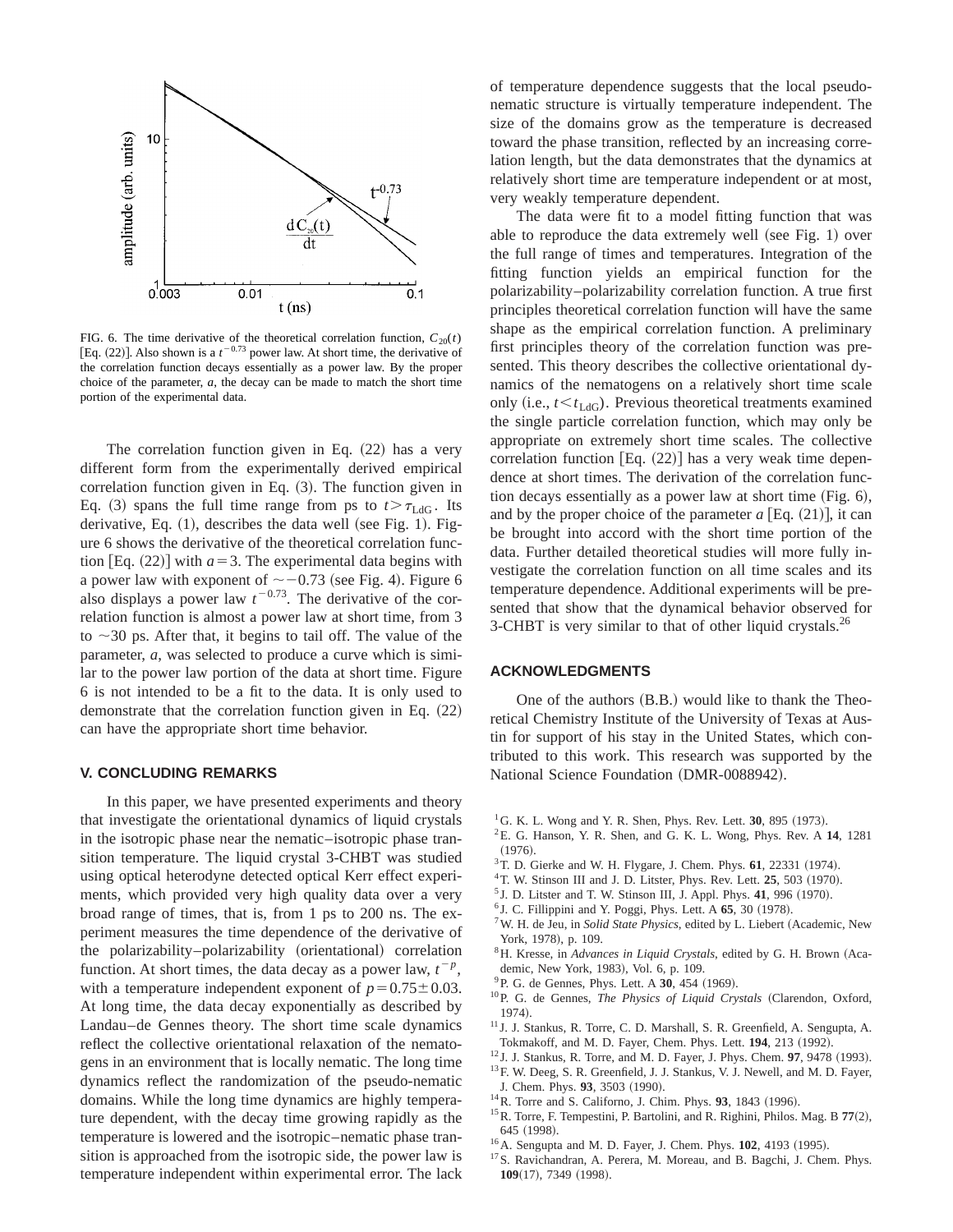FIG. 6. The time derivative of the theoretical correlation function, $C_{20}(t)$ [Eq. (22)]. Also shown is a $t^{-0.73}$ power law. At short time, the derivative of the correlation function decays essentially as a power law. By the proper choice of the parameter, $a$, the decay can be made to match the short time portion of the experimental data.

The correlation function given in Eq. (22) has a very different form from the experimentally derived empirical correlation function given in Eq. (3). The function given in Eq. (3) spans the full time range from ps to $t > \tau_{\mathrm{LdG}}$. Its derivative, Eq. (1), describes the data well (see Fig. 1). Figure 6 shows the derivative of the theoretical correlation function [Eq. (22)] with $a = 3$. The experimental data begins with a power law with exponent of $\sim -0.73$ (see Fig. 4). Figure 6 also displays a power law $t^{-0.73}$. The derivative of the correlation function is almost a power law at short time, from 3 to $\sim$30 ps. After that, it begins to tail off. The value of the parameter, $a$, was selected to produce a curve which is similar to the power law portion of the data at short time. Figure 6 is not intended to be a fit to the data. It is only used to demonstrate that the correlation function given in Eq. (22) can have the appropriate short time behavior.

## V. CONCLUDING REMARKS

In this paper, we have presented experiments and theory that investigate the orientational dynamics of liquid crystals in the isotropic phase near the nematic–isotropic phase transition temperature. The liquid crystal 3-CHBT was studied using optical heterodyne detected optical Kerr effect experiments, which provided very high quality data over a very broad range of times, that is, from 1 ps to 200 ns. The experiment measures the time dependence of the derivative of the polarizability–polarizability (orientational) correlation function. At short times, the data decay as a power law, $t^{-p}$, with a temperature independent exponent of $p = 0.75 \pm 0.03$. At long time, the data decay exponentially as described by Landau–de Gennes theory. The short time scale dynamics reflect the collective orientational relaxation of the nematogens in an environment that is locally nematic. The long time dynamics reflect the randomization of the pseudo-nematic domains. While the long time dynamics are highly temperature dependent, with the decay time growing rapidly as the temperature is lowered and the isotropic–nematic phase transition is approached from the isotropic side, the power law is temperature independent within experimental error. The lack of temperature dependence suggests that the local pseudo-nematic structure is virtually temperature independent. The size of the domains grow as the temperature is decreased toward the phase transition, reflected by an increasing correlation length, but the data demonstrates that the dynamics at relatively short time are temperature independent or at most, very weakly temperature dependent.

The data were fit to a model fitting function that was able to reproduce the data extremely well (see Fig. 1) over the full range of times and temperatures. Integration of the fitting function yields an empirical function for the polarizability–polarizability correlation function. A true first principles theoretical correlation function will have the same shape as the empirical correlation function. A preliminary first principles theory of the correlation function was presented. This theory describes the collective orientational dynamics of the nematogens on a relatively short time scale only (i.e., $t < t_{\mathrm{LdG}}$). Previous theoretical treatments examined the single particle correlation function, which may only be appropriate on extremely short time scales. The collective correlation function [Eq. (22)] has a very weak time dependence at short times. The derivation of the correlation function decays essentially as a power law at short time (Fig. 6), and by the proper choice of the parameter $a$ [Eq. (21)], it can be brought into accord with the short time portion of the data. Further detailed theoretical studies will more fully investigate the correlation function on all time scales and its temperature dependence. Additional experiments will be presented that show that the dynamical behavior observed for 3-CHBT is very similar to that of other liquid crystals.[26]

## ACKNOWLEDGMENTS

One of the authors (B.B.) would like to thank the Theoretical Chemistry Institute of the University of Texas at Austin for support of his stay in the United States, which contributed to this work. This research was supported by the National Science Foundation (DMR-0088942).

[1] G. K. L. Wong and Y. R. Shen, Phys. Rev. Lett. **30**, 895 (1973).
[2] E. G. Hanson, Y. R. Shen, and G. K. L. Wong, Phys. Rev. A **14**, 1281 (1976).
[3] T. D. Gierke and W. H. Flygare, J. Chem. Phys. **61**, 22331 (1974).
[4] T. W. Stinson III and J. D. Litster, Phys. Rev. Lett. **25**, 503 (1970).
[5] J. D. Litster and T. W. Stinson III, J. Appl. Phys. **41**, 996 (1970).
[6] J. C. Fillippini and Y. Poggi, Phys. Lett. A **65**, 30 (1978).
[7] W. H. de Jeu, in *Solid State Physics*, edited by L. Liebert (Academic, New York, 1978), p. 109.
[8] H. Kresse, in *Advances in Liquid Crystals*, edited by G. H. Brown (Academic, New York, 1983), Vol. 6, p. 109.
[9] P. G. de Gennes, Phys. Lett. A **30**, 454 (1969).
[10] P. G. de Gennes, *The Physics of Liquid Crystals* (Clarendon, Oxford, 1974).
[11] J. J. Stankus, R. Torre, C. D. Marshall, S. R. Greenfield, A. Sengupta, A. Tokmakoff, and M. D. Fayer, Chem. Phys. Lett. **194**, 213 (1992).
[12] J. J. Stankus, R. Torre, and M. D. Fayer, J. Phys. Chem. **97**, 9478 (1993).
[13] F. W. Deeg, S. R. Greenfield, J. J. Stankus, V. J. Newell, and M. D. Fayer, J. Chem. Phys. **93**, 3503 (1990).
[14] R. Torre and S. Californo, J. Chim. Phys. **93**, 1843 (1996).
[15] R. Torre, F. Tempestini, P. Bartolini, and R. Righini, Philos. Mag. B **77**(2), 645 (1998).
[16] A. Sengupta and M. D. Fayer, J. Chem. Phys. **102**, 4193 (1995).
[17] S. Ravichandran, A. Perera, M. Moreau, and B. Bagchi, J. Chem. Phys. **109**(17), 7349 (1998).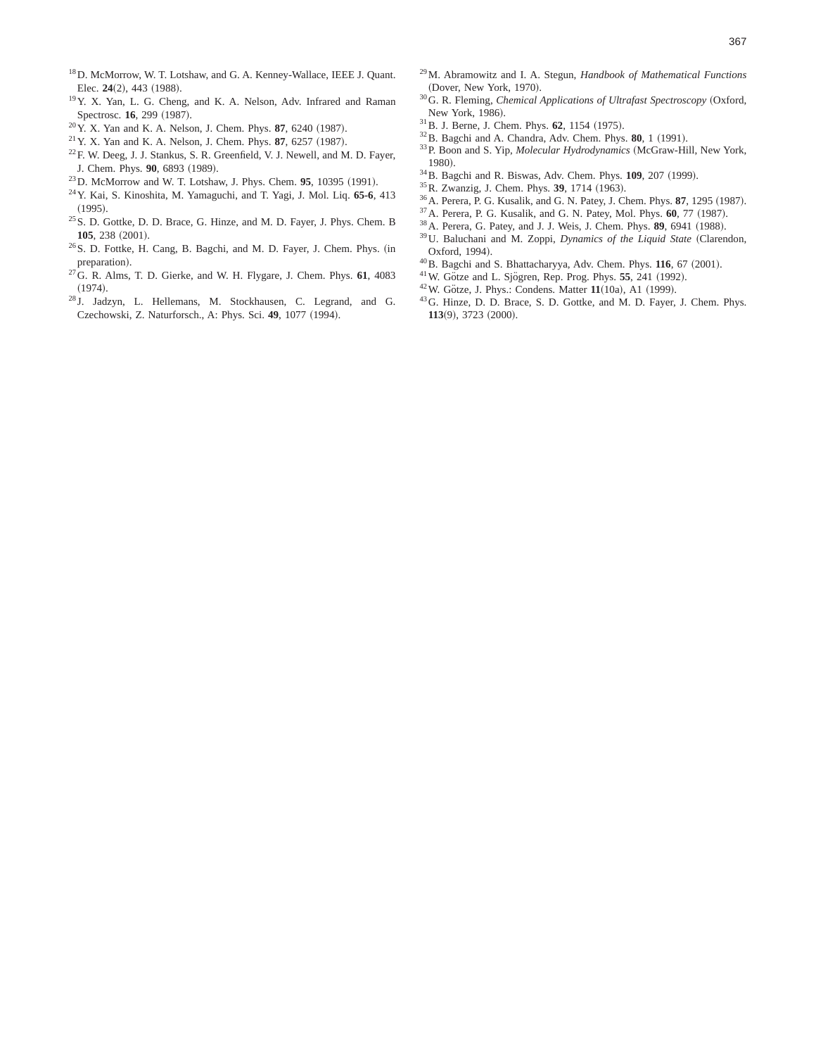[18] D. McMorrow, W. T. Lotshaw, and G. A. Kenney-Wallace, IEEE J. Quant. Elec. **24**(2), 443 (1988).

[19] Y. X. Yan, L. G. Cheng, and K. A. Nelson, Adv. Infrared and Raman Spectrosc. **16**, 299 (1987).

[20] Y. X. Yan and K. A. Nelson, J. Chem. Phys. **87**, 6240 (1987).

[21] Y. X. Yan and K. A. Nelson, J. Chem. Phys. **87**, 6257 (1987).

[22] F. W. Deeg, J. J. Stankus, S. R. Greenfield, V. J. Newell, and M. D. Fayer, J. Chem. Phys. **90**, 6893 (1989).

[23] D. McMorrow and W. T. Lotshaw, J. Phys. Chem. **95**, 10395 (1991).

[24] Y. Kai, S. Kinoshita, M. Yamaguchi, and T. Yagi, J. Mol. Liq. **65-6**, 413 (1995).

[25] S. D. Gottke, D. D. Brace, G. Hinze, and M. D. Fayer, J. Phys. Chem. B **105**, 238 (2001).

[26] S. D. Fottke, H. Cang, B. Bagchi, and M. D. Fayer, J. Chem. Phys. (in preparation).

[27] G. R. Alms, T. D. Gierke, and W. H. Flygare, J. Chem. Phys. **61**, 4083 (1974).

[28] J. Jadzyn, L. Hellemans, M. Stockhausen, C. Legrand, and G. Czechowski, Z. Naturforsch., A: Phys. Sci. **49**, 1077 (1994).

[29] M. Abramowitz and I. A. Stegun, *Handbook of Mathematical Functions* (Dover, New York, 1970).

[30] G. R. Fleming, *Chemical Applications of Ultrafast Spectroscopy* (Oxford, New York, 1986).

[31] B. J. Berne, J. Chem. Phys. **62**, 1154 (1975).

[32] B. Bagchi and A. Chandra, Adv. Chem. Phys. **80**, 1 (1991).

[33] P. Boon and S. Yip, *Molecular Hydrodynamics* (McGraw-Hill, New York, 1980).

[34] B. Bagchi and R. Biswas, Adv. Chem. Phys. **109**, 207 (1999).

[35] R. Zwanzig, J. Chem. Phys. **39**, 1714 (1963).

[36] A. Perera, P. G. Kusalik, and G. N. Patey, J. Chem. Phys. **87**, 1295 (1987).

[37] A. Perera, P. G. Kusalik, and G. N. Patey, Mol. Phys. **60**, 77 (1987).

[38] A. Perera, G. Patey, and J. J. Weis, J. Chem. Phys. **89**, 6941 (1988).

[39] U. Baluchani and M. Zoppi, *Dynamics of the Liquid State* (Clarendon, Oxford, 1994).

[40] B. Bagchi and S. Bhattacharyya, Adv. Chem. Phys. **116**, 67 (2001).

[41] W. Götze and L. Sjögren, Rep. Prog. Phys. **55**, 241 (1992).

[42] W. Götze, J. Phys.: Condens. Matter **11**(10a), A1 (1999).

[43] G. Hinze, D. D. Brace, S. D. Gottke, and M. D. Fayer, J. Chem. Phys. **113**(9), 3723 (2000).